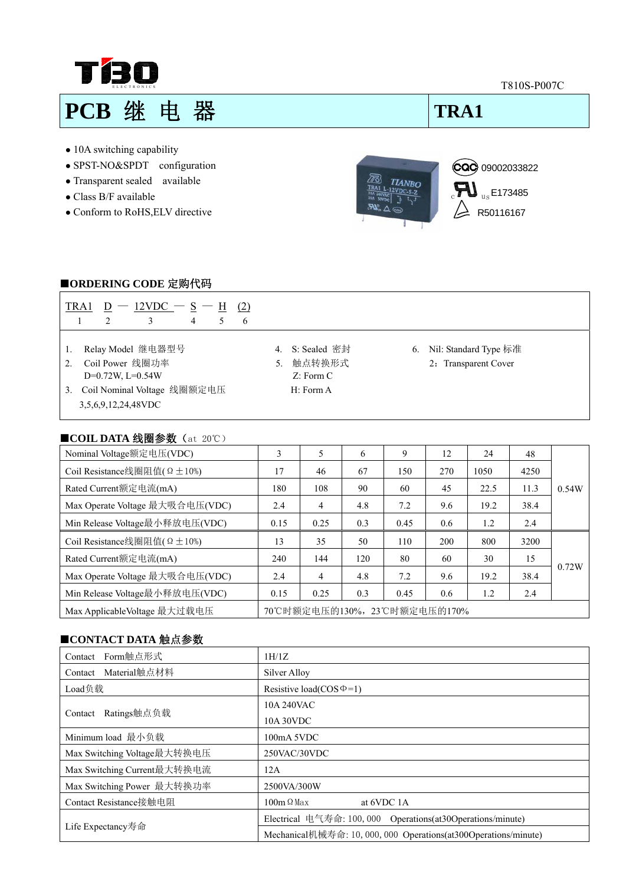T810S-P007C

# PCB 继 电 器 | TRA1

- 10A switching capability
- SPST-NO&SPDT configuration
- Transparent sealed available
- Class B/F available
- Conform to RoHS,ELV directive

CQC 09002033822

c UL us E173485

R50116167

## ■ORDERING CODE 定购代码

TRA1 D — 12VDC — S — H (2)

1 2 3 4 5 6

1. Relay Model 继电器型号
2. Coil Power 线圈功率
   D=0.72W, L=0.54W
3. Coil Nominal Voltage 线圈额定电压
   3,5,6,9,12,24,48VDC
4. S: Sealed 密封
5. 触点转换形式
   Z: Form C
   H: Form A
6. Nil: Standard Type 标准
   2：Transparent Cover

## ■COIL DATA 线圈参数（at 20℃）

| Nominal Voltage额定电压(VDC) | 3 | 5 | 6 | 9 | 12 | 24 | 48 | |
|---|---|---|---|---|---|---|---|---|
| Coil Resistance线圈阻值(Ω±10%) | 17 | 46 | 67 | 150 | 270 | 1050 | 4250 | 0.54W |
| Rated Current额定电流(mA) | 180 | 108 | 90 | 60 | 45 | 22.5 | 11.3 | |
| Max Operate Voltage 最大吸合电压(VDC) | 2.4 | 4 | 4.8 | 7.2 | 9.6 | 19.2 | 38.4 | |
| Min Release Voltage最小释放电压(VDC) | 0.15 | 0.25 | 0.3 | 0.45 | 0.6 | 1.2 | 2.4 | |
| Coil Resistance线圈阻值(Ω±10%) | 13 | 35 | 50 | 110 | 200 | 800 | 3200 | 0.72W |
| Rated Current额定电流(mA) | 240 | 144 | 120 | 80 | 60 | 30 | 15 | |
| Max Operate Voltage 最大吸合电压(VDC) | 2.4 | 4 | 4.8 | 7.2 | 9.6 | 19.2 | 38.4 | |
| Min Release Voltage最小释放电压(VDC) | 0.15 | 0.25 | 0.3 | 0.45 | 0.6 | 1.2 | 2.4 | |
| Max ApplicableVoltage 最大过载电压 | 70℃时额定电压的130%，23℃时额定电压的170% | | | | | | | |

## ■CONTACT DATA 触点参数

| Item | Value |
|---|---|
| Contact Form触点形式 | 1H/1Z |
| Contact Material触点材料 | Silver Alloy |
| Load负载 | Resistive load(COSΦ=1) |
| Contact Ratings触点负载 | 10A 240VAC<br>10A 30VDC |
| Minimum load 最小负载 | 100mA 5VDC |
| Max Switching Voltage最大转换电压 | 250VAC/30VDC |
| Max Switching Current最大转换电流 | 12A |
| Max Switching Power 最大转换功率 | 2500VA/300W |
| Contact Resistance接触电阻 | 100mΩMax at 6VDC 1A |
| Life Expectancy寿命 | Electrical 电气寿命: 100, 000 Operations(at30Operations/minute)<br>Mechanical机械寿命: 10, 000, 000 Operations(at300Operations/minute) |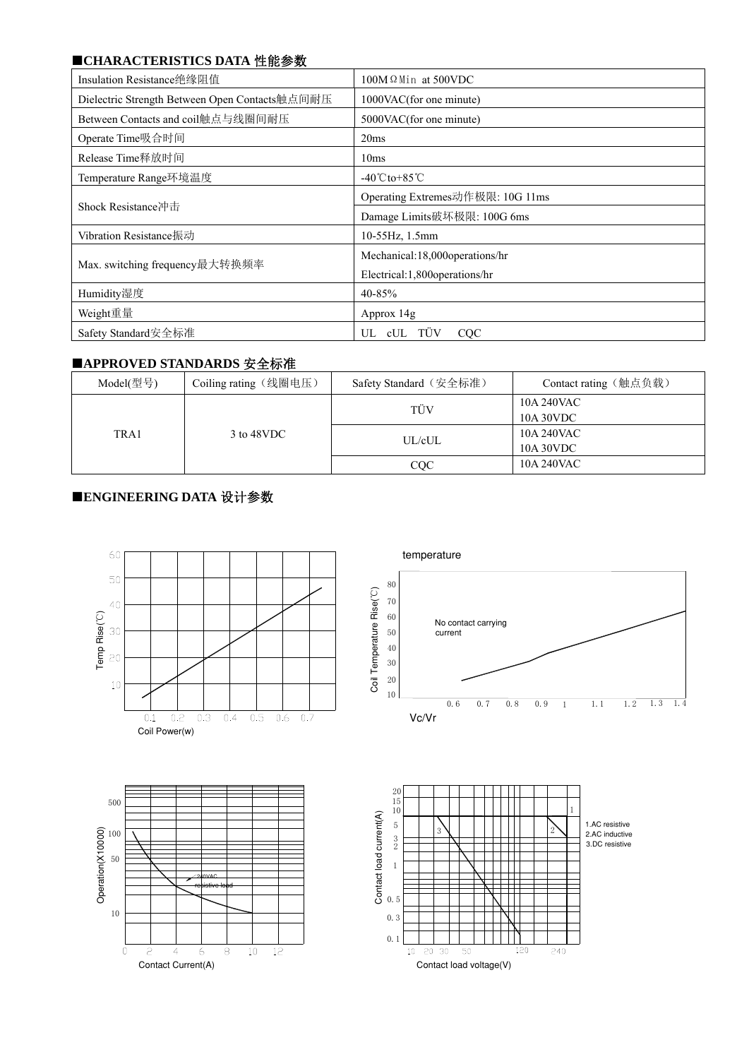## ■CHARACTERISTICS DATA 性能参数

| | |
|---|---|
| Insulation Resistance绝缘阻值 | 100MΩMin at 500VDC |
| Dielectric Strength Between Open Contacts触点间耐压 | 1000VAC(for one minute) |
| Between Contacts and coil触点与线圈间耐压 | 5000VAC(for one minute) |
| Operate Time吸合时间 | 20ms |
| Release Time释放时间 | 10ms |
| Temperature Range环境温度 | -40℃to+85℃ |
| Shock Resistance冲击 | Operating Extremes动作极限: 10G 11ms |
| | Damage Limits破坏极限: 100G 6ms |
| Vibration Resistance振动 | 10-55Hz, 1.5mm |
| Max. switching frequency最大转换频率 | Mechanical:18,000operations/hr<br>Electrical:1,800operations/hr |
| Humidity湿度 | 40-85% |
| Weight重量 | Approx 14g |
| Safety Standard安全标准 | UL cUL TÜV CQC |

## ■APPROVED STANDARDS 安全标准

| Model(型号) | Coiling rating（线圈电压） | Safety Standard（安全标准） | Contact rating（触点负载） |
|---|---|---|---|
| TRA1 | 3 to 48VDC | TÜV | 10A 240VAC<br>10A 30VDC |
| | | UL/cUL | 10A 240VAC<br>10A 30VDC |
| | | CQC | 10A 240VAC |

## ■ENGINEERING DATA 设计参数

Temp Rise(℃) vs Coil Power(w)

temperature — Coil Temperature Rise(℃) vs Vc/Vr (No contact carrying current)

Operation(X10000) vs Contact Current(A) — 240VAC resistive load

Contact load current(A) vs Contact load voltage(V)

1.AC resistive
2.AC inductive
3.DC resistive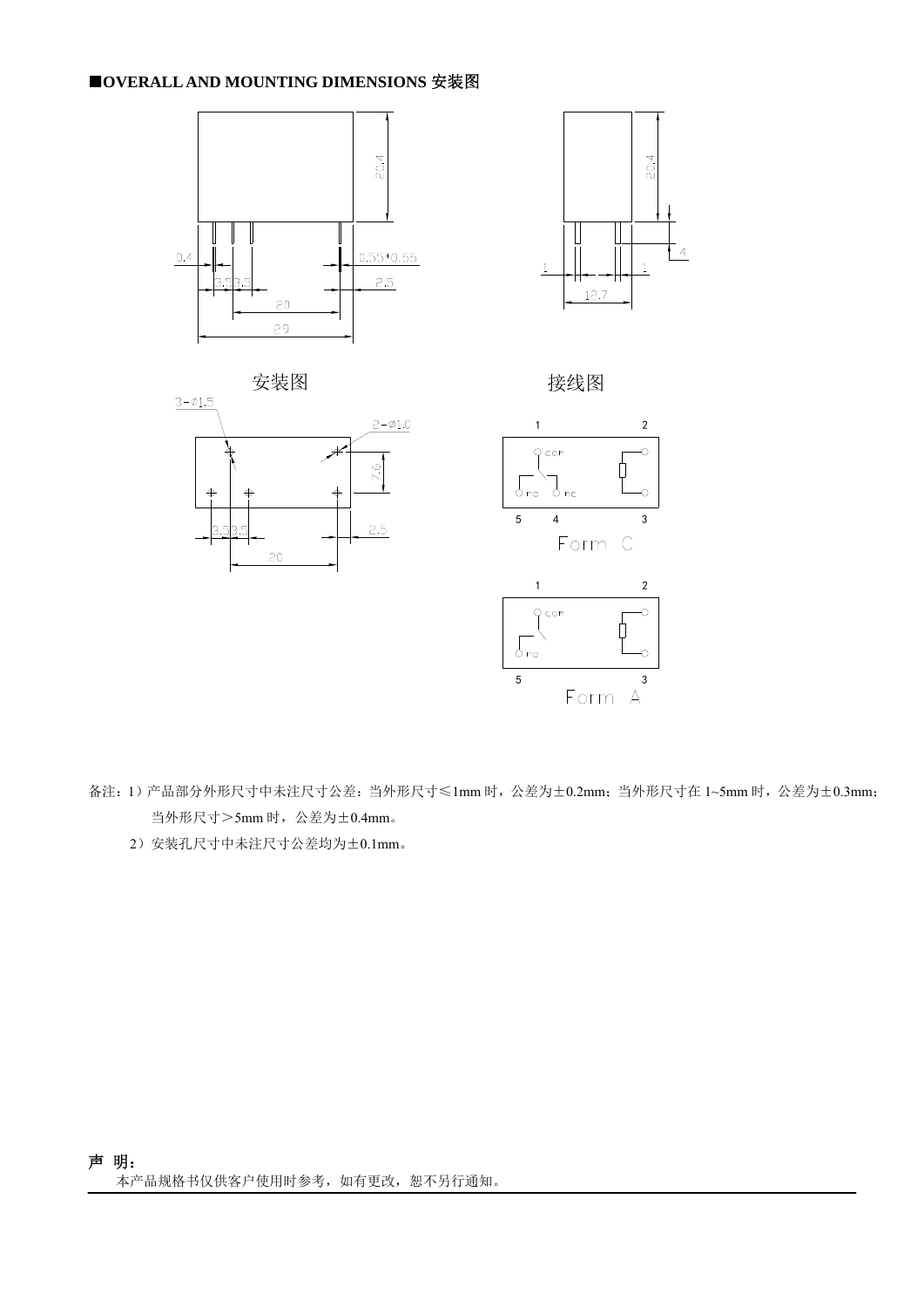## ■OVERALL AND MOUNTING DIMENSIONS 安装图

20.4

0.4

0.55*0.55

3.5 3.5

2.5

20

29

20.4

4

1

1

12.7

安装图

3-Ø1.5

2-Ø1.0

7.6

3.5 3.5

2.5

20

接线图

1 2

com

no nc

5 4 3

Form C

1 2

com

no

5 3

Form A

备注：1）产品部分外形尺寸中未注尺寸公差：当外形尺寸≤1mm 时，公差为±0.2mm；当外形尺寸在 1~5mm 时，公差为±0.3mm；当外形尺寸＞5mm 时，公差为±0.4mm。

2）安装孔尺寸中未注尺寸公差均为±0.1mm。

**声 明：**

本产品规格书仅供客户使用时参考，如有更改，恕不另行通知。